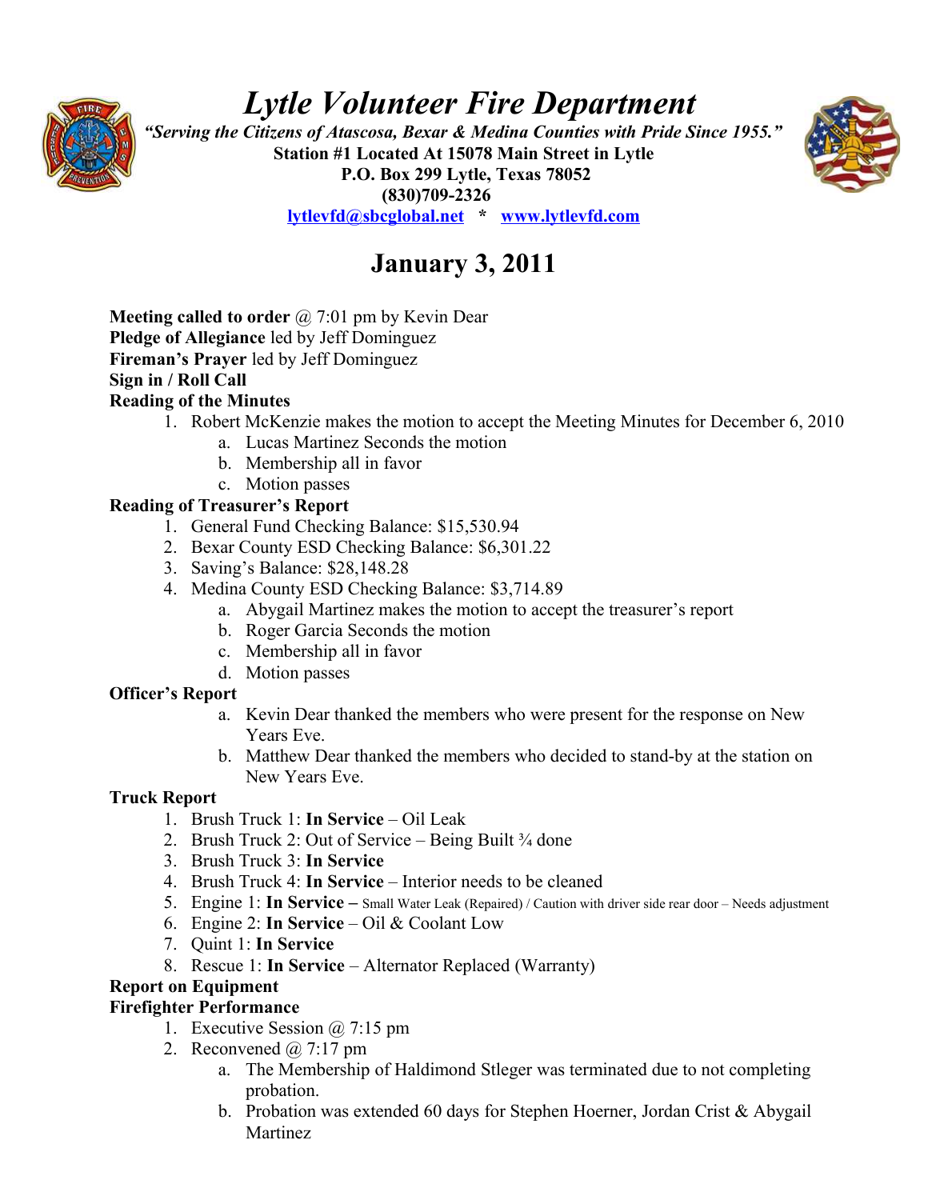# *Lytle Volunteer Fire Department*

***"Serving the Citizens of Atascosa, Bexar & Medina Counties with Pride Since 1955."***

**Station #1 Located At 15078 Main Street in Lytle**
**P.O. Box 299 Lytle, Texas 78052**
**(830)709-2326**
**lytlevfd@sbcglobal.net * www.lytlevfd.com**

## January 3, 2011

**Meeting called to order** @ 7:01 pm by Kevin Dear
**Pledge of Allegiance** led by Jeff Dominguez
**Fireman's Prayer** led by Jeff Dominguez
**Sign in / Roll Call**
**Reading of the Minutes**

1. Robert McKenzie makes the motion to accept the Meeting Minutes for December 6, 2010
   a. Lucas Martinez Seconds the motion
   b. Membership all in favor
   c. Motion passes

**Reading of Treasurer's Report**

1. General Fund Checking Balance: $15,530.94
2. Bexar County ESD Checking Balance: $6,301.22
3. Saving's Balance: $28,148.28
4. Medina County ESD Checking Balance: $3,714.89
   a. Abygail Martinez makes the motion to accept the treasurer's report
   b. Roger Garcia Seconds the motion
   c. Membership all in favor
   d. Motion passes

**Officer's Report**

a. Kevin Dear thanked the members who were present for the response on New Years Eve.
b. Matthew Dear thanked the members who decided to stand-by at the station on New Years Eve.

**Truck Report**

1. Brush Truck 1: **In Service** – Oil Leak
2. Brush Truck 2: Out of Service – Being Built ¾ done
3. Brush Truck 3: **In Service**
4. Brush Truck 4: **In Service** – Interior needs to be cleaned
5. Engine 1: **In Service –** Small Water Leak (Repaired) / Caution with driver side rear door – Needs adjustment
6. Engine 2: **In Service** – Oil & Coolant Low
7. Quint 1: **In Service**
8. Rescue 1: **In Service** – Alternator Replaced (Warranty)

**Report on Equipment**
**Firefighter Performance**

1. Executive Session @ 7:15 pm
2. Reconvened @ 7:17 pm
   a. The Membership of Haldimond Stleger was terminated due to not completing probation.
   b. Probation was extended 60 days for Stephen Hoerner, Jordan Crist & Abygail Martinez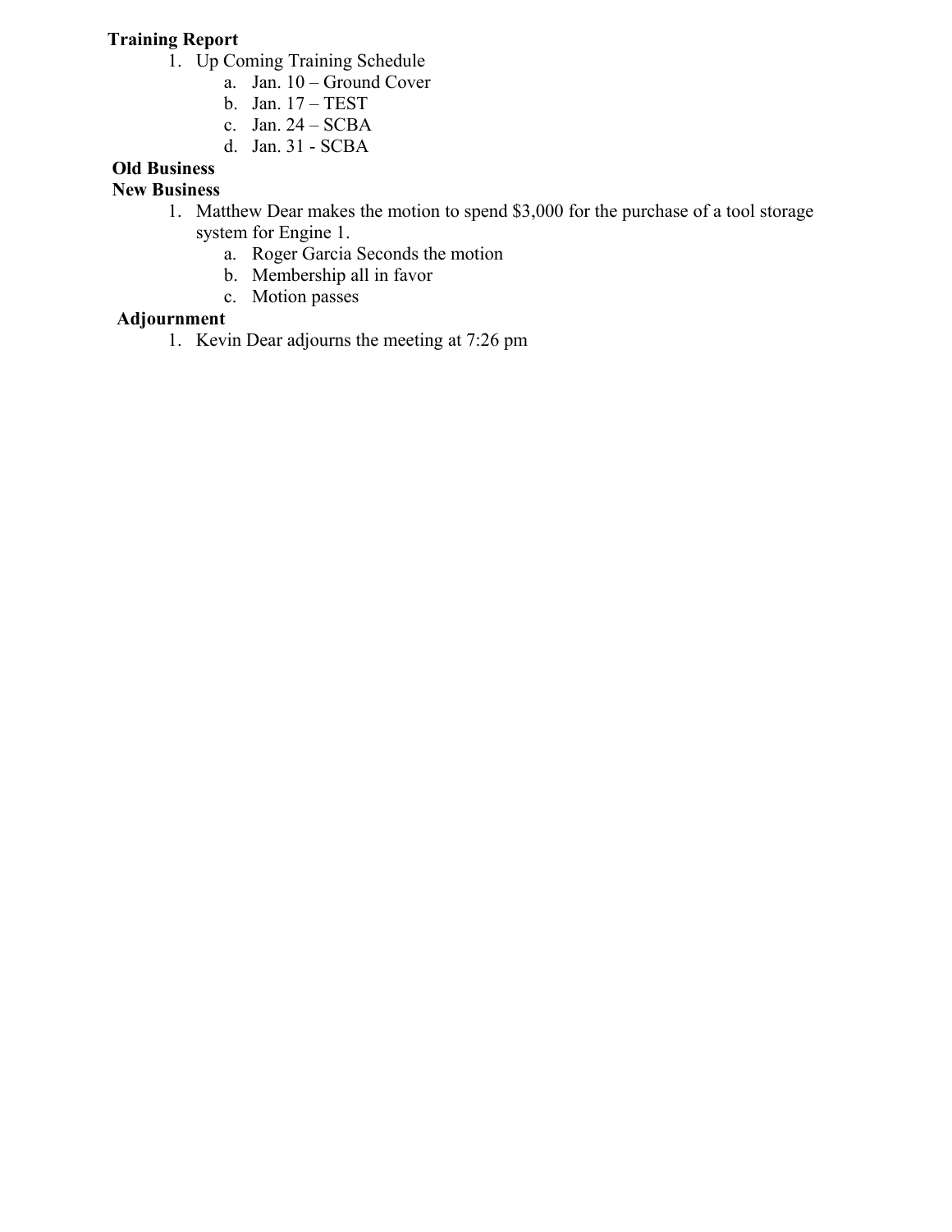**Training Report**

1. Up Coming Training Schedule
    a. Jan. 10 – Ground Cover
    b. Jan. 17 – TEST
    c. Jan. 24 – SCBA
    d. Jan. 31 - SCBA

**Old Business**

**New Business**

1. Matthew Dear makes the motion to spend $3,000 for the purchase of a tool storage system for Engine 1.
    a. Roger Garcia Seconds the motion
    b. Membership all in favor
    c. Motion passes

**Adjournment**

1. Kevin Dear adjourns the meeting at 7:26 pm